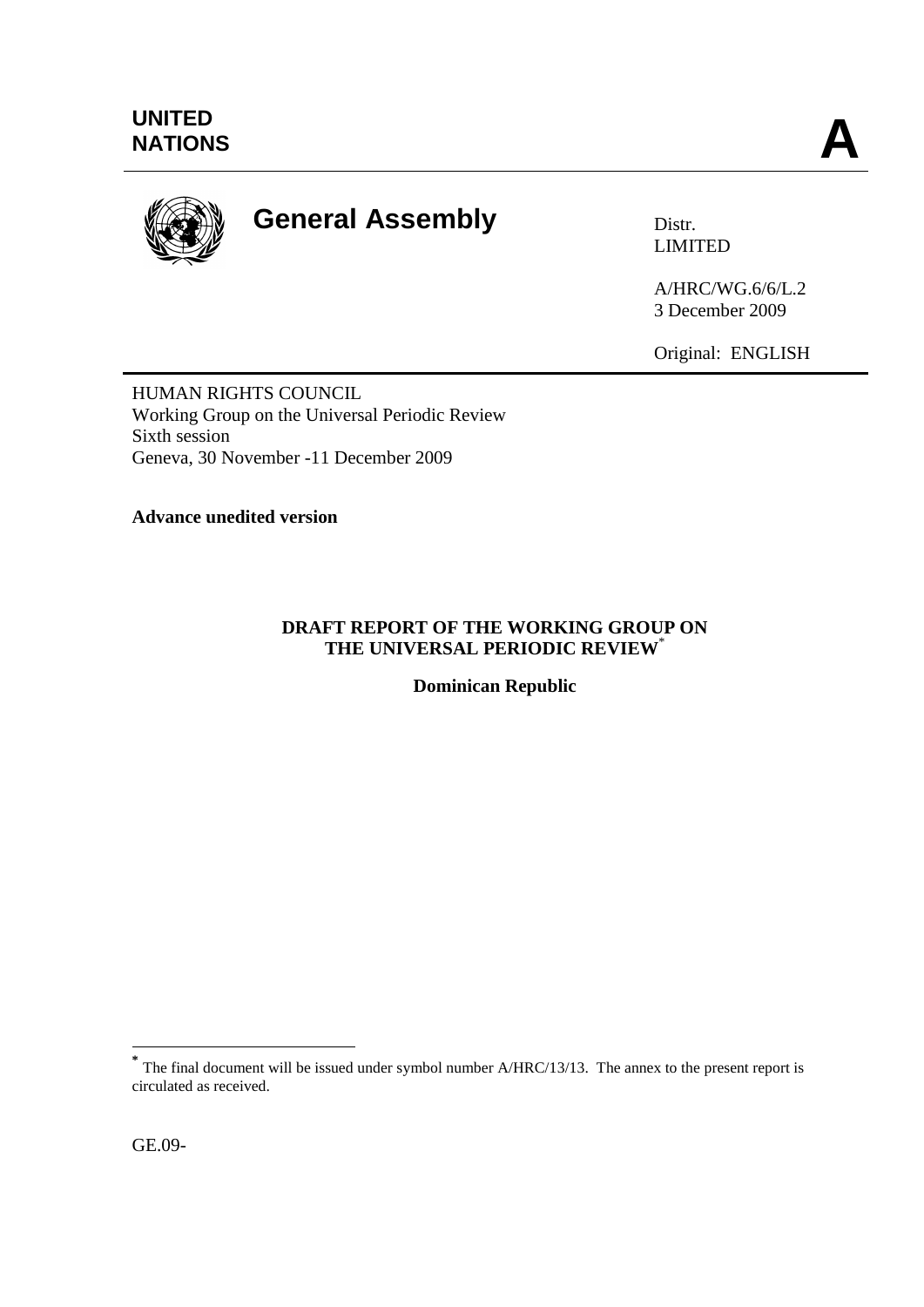UNITED NATIONS

# A

**General Assembly**

Distr.
LIMITED

A/HRC/WG.6/6/L.2
3 December 2009

Original: ENGLISH

HUMAN RIGHTS COUNCIL
Working Group on the Universal Periodic Review
Sixth session
Geneva, 30 November -11 December 2009

**Advance unedited version**

## DRAFT REPORT OF THE WORKING GROUP ON THE UNIVERSAL PERIODIC REVIEW*

**Dominican Republic**

---

* The final document will be issued under symbol number A/HRC/13/13. The annex to the present report is circulated as received.

GE.09-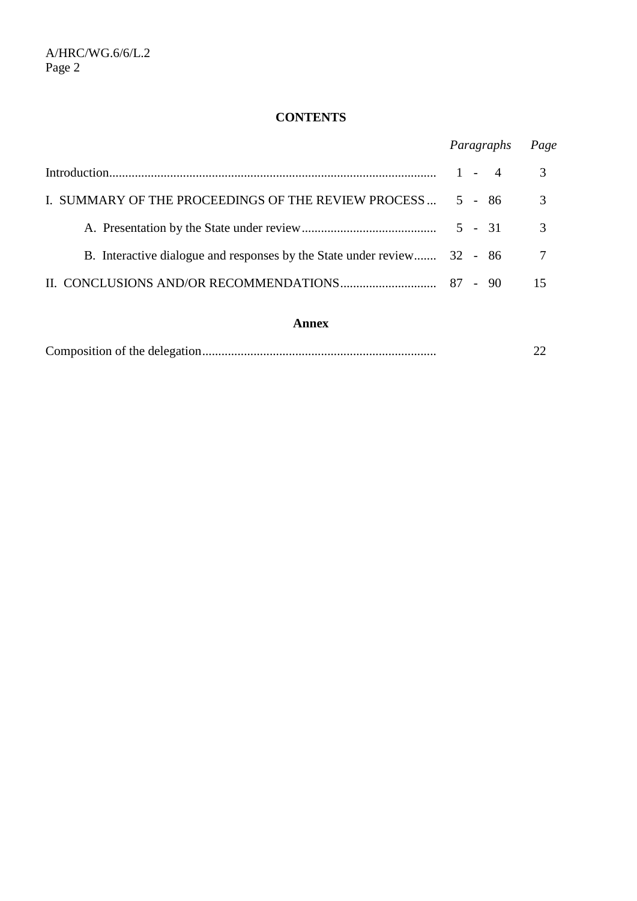## CONTENTS

| | *Paragraphs* | *Page* |
|---|---|---|
| Introduction | 1 - 4 | 3 |
| I. SUMMARY OF THE PROCEEDINGS OF THE REVIEW PROCESS | 5 - 86 | 3 |
| A. Presentation by the State under review | 5 - 31 | 3 |
| B. Interactive dialogue and responses by the State under review | 32 - 86 | 7 |
| II. CONCLUSIONS AND/OR RECOMMENDATIONS | 87 - 90 | 15 |

**Annex**

| | | |
|---|---|---|
| Composition of the delegation | | 22 |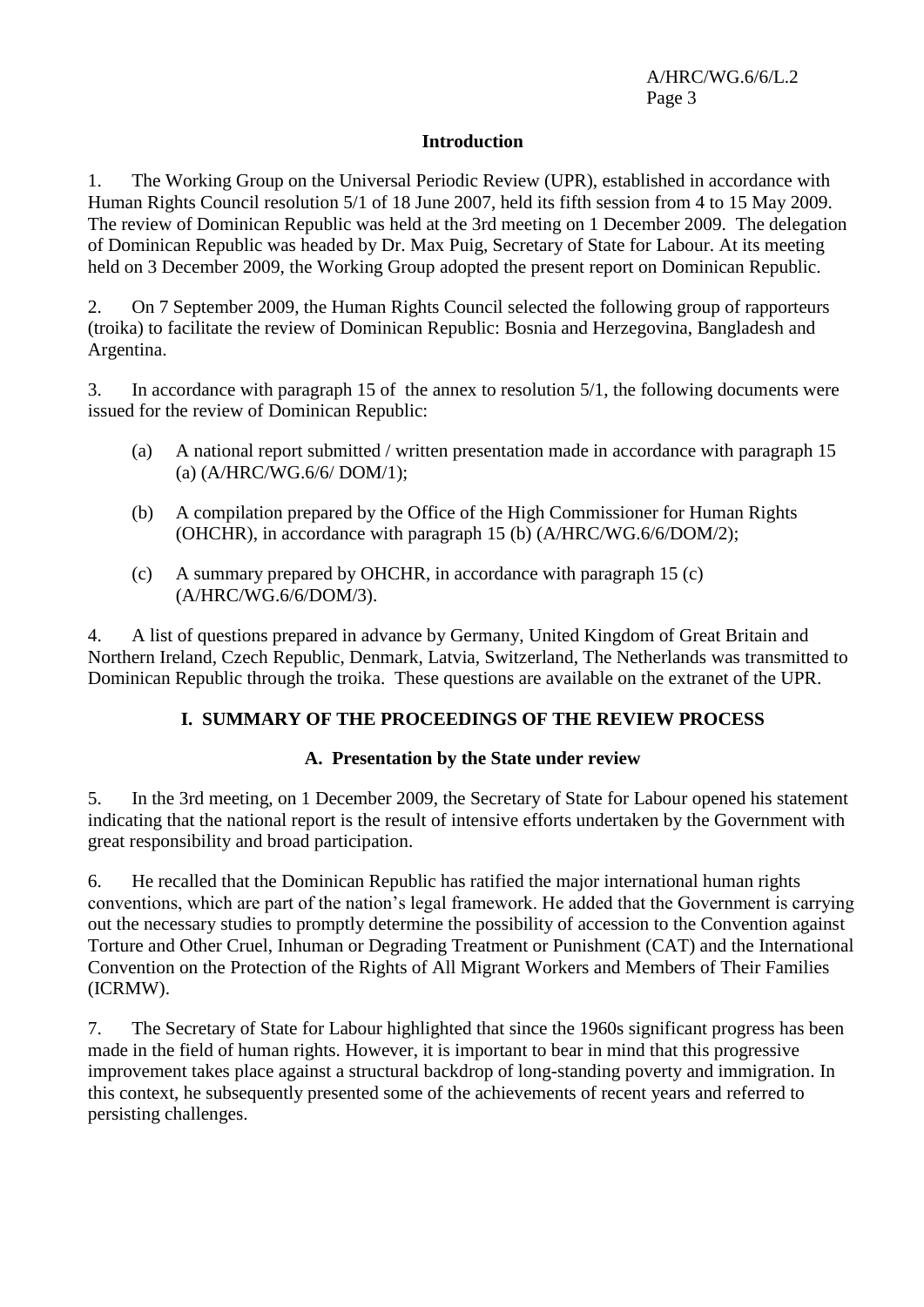## Introduction

1. The Working Group on the Universal Periodic Review (UPR), established in accordance with Human Rights Council resolution 5/1 of 18 June 2007, held its fifth session from 4 to 15 May 2009. The review of Dominican Republic was held at the 3rd meeting on 1 December 2009. The delegation of Dominican Republic was headed by Dr. Max Puig, Secretary of State for Labour. At its meeting held on 3 December 2009, the Working Group adopted the present report on Dominican Republic.

2. On 7 September 2009, the Human Rights Council selected the following group of rapporteurs (troika) to facilitate the review of Dominican Republic: Bosnia and Herzegovina, Bangladesh and Argentina.

3. In accordance with paragraph 15 of the annex to resolution 5/1, the following documents were issued for the review of Dominican Republic:

(a) A national report submitted / written presentation made in accordance with paragraph 15 (a) (A/HRC/WG.6/6/ DOM/1);

(b) A compilation prepared by the Office of the High Commissioner for Human Rights (OHCHR), in accordance with paragraph 15 (b) (A/HRC/WG.6/6/DOM/2);

(c) A summary prepared by OHCHR, in accordance with paragraph 15 (c) (A/HRC/WG.6/6/DOM/3).

4. A list of questions prepared in advance by Germany, United Kingdom of Great Britain and Northern Ireland, Czech Republic, Denmark, Latvia, Switzerland, The Netherlands was transmitted to Dominican Republic through the troika. These questions are available on the extranet of the UPR.

## I. SUMMARY OF THE PROCEEDINGS OF THE REVIEW PROCESS

### A. Presentation by the State under review

5. In the 3rd meeting, on 1 December 2009, the Secretary of State for Labour opened his statement indicating that the national report is the result of intensive efforts undertaken by the Government with great responsibility and broad participation.

6. He recalled that the Dominican Republic has ratified the major international human rights conventions, which are part of the nation's legal framework. He added that the Government is carrying out the necessary studies to promptly determine the possibility of accession to the Convention against Torture and Other Cruel, Inhuman or Degrading Treatment or Punishment (CAT) and the International Convention on the Protection of the Rights of All Migrant Workers and Members of Their Families (ICRMW).

7. The Secretary of State for Labour highlighted that since the 1960s significant progress has been made in the field of human rights. However, it is important to bear in mind that this progressive improvement takes place against a structural backdrop of long-standing poverty and immigration. In this context, he subsequently presented some of the achievements of recent years and referred to persisting challenges.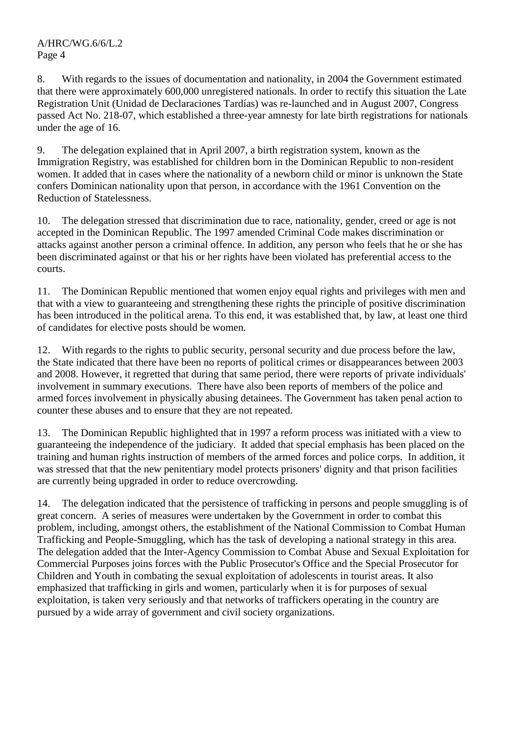8. With regards to the issues of documentation and nationality, in 2004 the Government estimated that there were approximately 600,000 unregistered nationals. In order to rectify this situation the Late Registration Unit (Unidad de Declaraciones Tardías) was re-launched and in August 2007, Congress passed Act No. 218-07, which established a three-year amnesty for late birth registrations for nationals under the age of 16.

9. The delegation explained that in April 2007, a birth registration system, known as the Immigration Registry, was established for children born in the Dominican Republic to non-resident women. It added that in cases where the nationality of a newborn child or minor is unknown the State confers Dominican nationality upon that person, in accordance with the 1961 Convention on the Reduction of Statelessness.

10. The delegation stressed that discrimination due to race, nationality, gender, creed or age is not accepted in the Dominican Republic. The 1997 amended Criminal Code makes discrimination or attacks against another person a criminal offence. In addition, any person who feels that he or she has been discriminated against or that his or her rights have been violated has preferential access to the courts.

11. The Dominican Republic mentioned that women enjoy equal rights and privileges with men and that with a view to guaranteeing and strengthening these rights the principle of positive discrimination has been introduced in the political arena. To this end, it was established that, by law, at least one third of candidates for elective posts should be women.

12. With regards to the rights to public security, personal security and due process before the law, the State indicated that there have been no reports of political crimes or disappearances between 2003 and 2008. However, it regretted that during that same period, there were reports of private individuals' involvement in summary executions. There have also been reports of members of the police and armed forces involvement in physically abusing detainees. The Government has taken penal action to counter these abuses and to ensure that they are not repeated.

13. The Dominican Republic highlighted that in 1997 a reform process was initiated with a view to guaranteeing the independence of the judiciary. It added that special emphasis has been placed on the training and human rights instruction of members of the armed forces and police corps. In addition, it was stressed that that the new penitentiary model protects prisoners' dignity and that prison facilities are currently being upgraded in order to reduce overcrowding.

14. The delegation indicated that the persistence of trafficking in persons and people smuggling is of great concern. A series of measures were undertaken by the Government in order to combat this problem, including, amongst others, the establishment of the National Commission to Combat Human Trafficking and People-Smuggling, which has the task of developing a national strategy in this area. The delegation added that the Inter-Agency Commission to Combat Abuse and Sexual Exploitation for Commercial Purposes joins forces with the Public Prosecutor's Office and the Special Prosecutor for Children and Youth in combating the sexual exploitation of adolescents in tourist areas. It also emphasized that trafficking in girls and women, particularly when it is for purposes of sexual exploitation, is taken very seriously and that networks of traffickers operating in the country are pursued by a wide array of government and civil society organizations.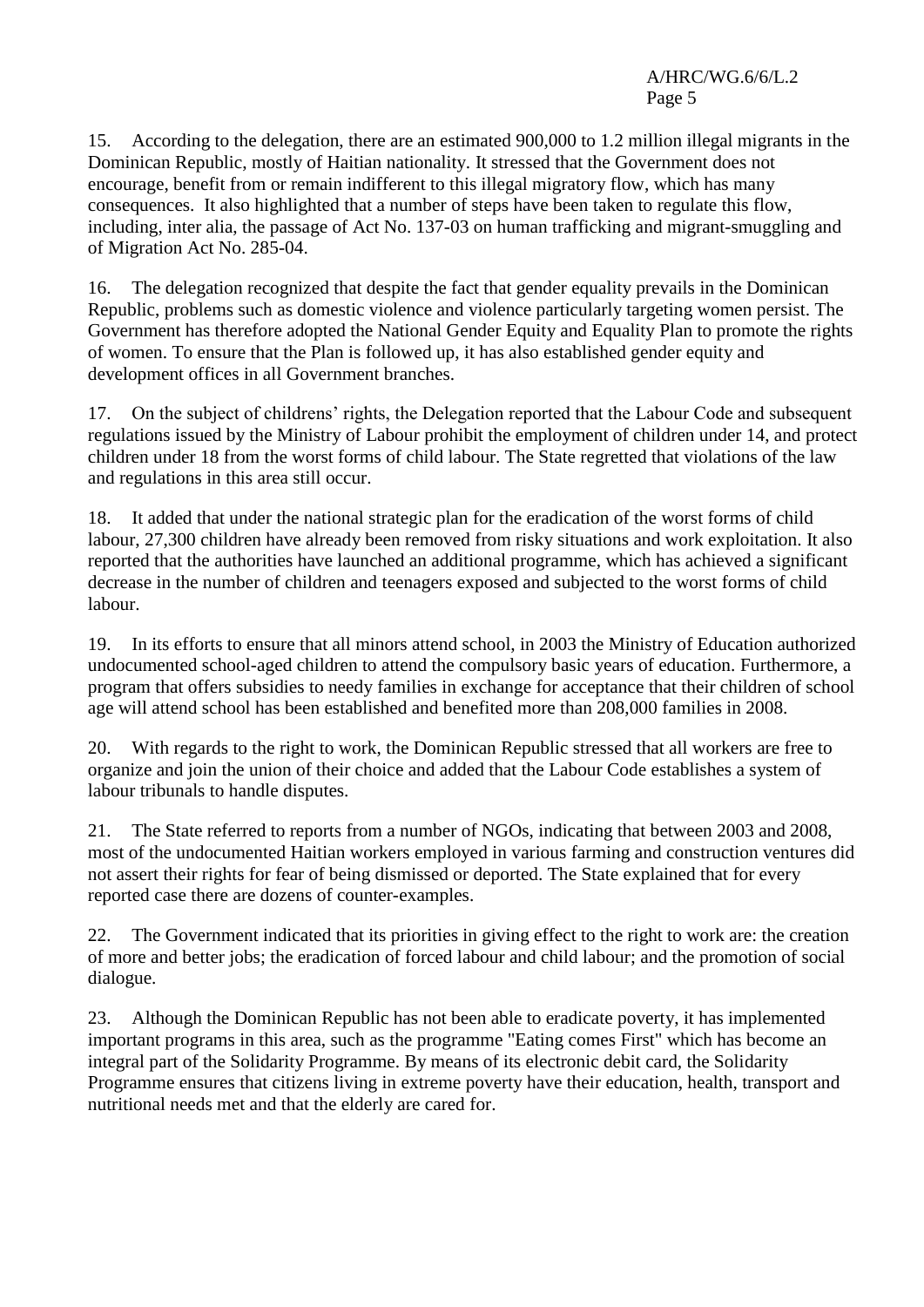15. According to the delegation, there are an estimated 900,000 to 1.2 million illegal migrants in the Dominican Republic, mostly of Haitian nationality. It stressed that the Government does not encourage, benefit from or remain indifferent to this illegal migratory flow, which has many consequences. It also highlighted that a number of steps have been taken to regulate this flow, including, inter alia, the passage of Act No. 137-03 on human trafficking and migrant-smuggling and of Migration Act No. 285-04.

16. The delegation recognized that despite the fact that gender equality prevails in the Dominican Republic, problems such as domestic violence and violence particularly targeting women persist. The Government has therefore adopted the National Gender Equity and Equality Plan to promote the rights of women. To ensure that the Plan is followed up, it has also established gender equity and development offices in all Government branches.

17. On the subject of childrens' rights, the Delegation reported that the Labour Code and subsequent regulations issued by the Ministry of Labour prohibit the employment of children under 14, and protect children under 18 from the worst forms of child labour. The State regretted that violations of the law and regulations in this area still occur.

18. It added that under the national strategic plan for the eradication of the worst forms of child labour, 27,300 children have already been removed from risky situations and work exploitation. It also reported that the authorities have launched an additional programme, which has achieved a significant decrease in the number of children and teenagers exposed and subjected to the worst forms of child labour.

19. In its efforts to ensure that all minors attend school, in 2003 the Ministry of Education authorized undocumented school-aged children to attend the compulsory basic years of education. Furthermore, a program that offers subsidies to needy families in exchange for acceptance that their children of school age will attend school has been established and benefited more than 208,000 families in 2008.

20. With regards to the right to work, the Dominican Republic stressed that all workers are free to organize and join the union of their choice and added that the Labour Code establishes a system of labour tribunals to handle disputes.

21. The State referred to reports from a number of NGOs, indicating that between 2003 and 2008, most of the undocumented Haitian workers employed in various farming and construction ventures did not assert their rights for fear of being dismissed or deported. The State explained that for every reported case there are dozens of counter-examples.

22. The Government indicated that its priorities in giving effect to the right to work are: the creation of more and better jobs; the eradication of forced labour and child labour; and the promotion of social dialogue.

23. Although the Dominican Republic has not been able to eradicate poverty, it has implemented important programs in this area, such as the programme "Eating comes First" which has become an integral part of the Solidarity Programme. By means of its electronic debit card, the Solidarity Programme ensures that citizens living in extreme poverty have their education, health, transport and nutritional needs met and that the elderly are cared for.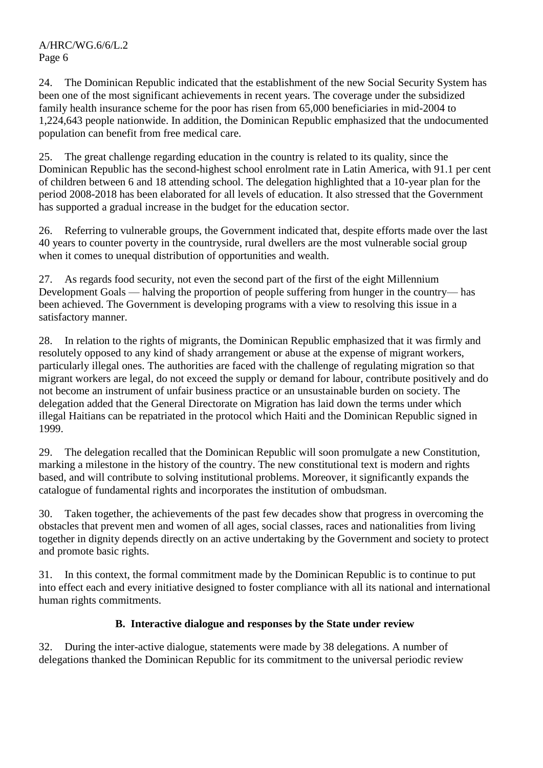24. The Dominican Republic indicated that the establishment of the new Social Security System has been one of the most significant achievements in recent years. The coverage under the subsidized family health insurance scheme for the poor has risen from 65,000 beneficiaries in mid-2004 to 1,224,643 people nationwide. In addition, the Dominican Republic emphasized that the undocumented population can benefit from free medical care.

25. The great challenge regarding education in the country is related to its quality, since the Dominican Republic has the second-highest school enrolment rate in Latin America, with 91.1 per cent of children between 6 and 18 attending school. The delegation highlighted that a 10-year plan for the period 2008-2018 has been elaborated for all levels of education. It also stressed that the Government has supported a gradual increase in the budget for the education sector.

26. Referring to vulnerable groups, the Government indicated that, despite efforts made over the last 40 years to counter poverty in the countryside, rural dwellers are the most vulnerable social group when it comes to unequal distribution of opportunities and wealth.

27. As regards food security, not even the second part of the first of the eight Millennium Development Goals — halving the proportion of people suffering from hunger in the country— has been achieved. The Government is developing programs with a view to resolving this issue in a satisfactory manner.

28. In relation to the rights of migrants, the Dominican Republic emphasized that it was firmly and resolutely opposed to any kind of shady arrangement or abuse at the expense of migrant workers, particularly illegal ones. The authorities are faced with the challenge of regulating migration so that migrant workers are legal, do not exceed the supply or demand for labour, contribute positively and do not become an instrument of unfair business practice or an unsustainable burden on society. The delegation added that the General Directorate on Migration has laid down the terms under which illegal Haitians can be repatriated in the protocol which Haiti and the Dominican Republic signed in 1999.

29. The delegation recalled that the Dominican Republic will soon promulgate a new Constitution, marking a milestone in the history of the country. The new constitutional text is modern and rights based, and will contribute to solving institutional problems. Moreover, it significantly expands the catalogue of fundamental rights and incorporates the institution of ombudsman.

30. Taken together, the achievements of the past few decades show that progress in overcoming the obstacles that prevent men and women of all ages, social classes, races and nationalities from living together in dignity depends directly on an active undertaking by the Government and society to protect and promote basic rights.

31. In this context, the formal commitment made by the Dominican Republic is to continue to put into effect each and every initiative designed to foster compliance with all its national and international human rights commitments.

## B. Interactive dialogue and responses by the State under review

32. During the inter-active dialogue, statements were made by 38 delegations. A number of delegations thanked the Dominican Republic for its commitment to the universal periodic review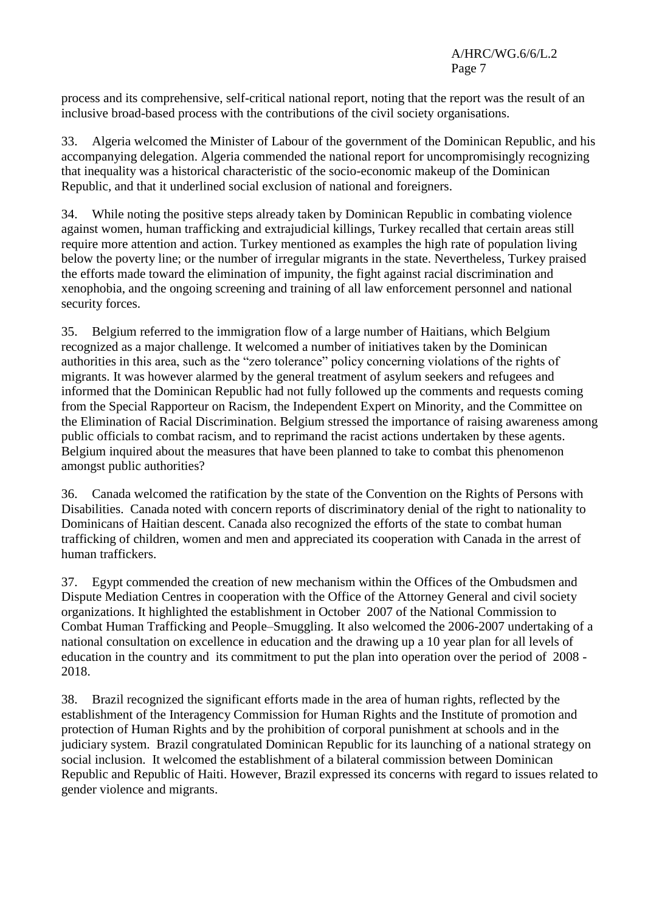process and its comprehensive, self-critical national report, noting that the report was the result of an inclusive broad-based process with the contributions of the civil society organisations.

33. Algeria welcomed the Minister of Labour of the government of the Dominican Republic, and his accompanying delegation. Algeria commended the national report for uncompromisingly recognizing that inequality was a historical characteristic of the socio-economic makeup of the Dominican Republic, and that it underlined social exclusion of national and foreigners.

34. While noting the positive steps already taken by Dominican Republic in combating violence against women, human trafficking and extrajudicial killings, Turkey recalled that certain areas still require more attention and action. Turkey mentioned as examples the high rate of population living below the poverty line; or the number of irregular migrants in the state. Nevertheless, Turkey praised the efforts made toward the elimination of impunity, the fight against racial discrimination and xenophobia, and the ongoing screening and training of all law enforcement personnel and national security forces.

35. Belgium referred to the immigration flow of a large number of Haitians, which Belgium recognized as a major challenge. It welcomed a number of initiatives taken by the Dominican authorities in this area, such as the "zero tolerance" policy concerning violations of the rights of migrants. It was however alarmed by the general treatment of asylum seekers and refugees and informed that the Dominican Republic had not fully followed up the comments and requests coming from the Special Rapporteur on Racism, the Independent Expert on Minority, and the Committee on the Elimination of Racial Discrimination. Belgium stressed the importance of raising awareness among public officials to combat racism, and to reprimand the racist actions undertaken by these agents. Belgium inquired about the measures that have been planned to take to combat this phenomenon amongst public authorities?

36. Canada welcomed the ratification by the state of the Convention on the Rights of Persons with Disabilities. Canada noted with concern reports of discriminatory denial of the right to nationality to Dominicans of Haitian descent. Canada also recognized the efforts of the state to combat human trafficking of children, women and men and appreciated its cooperation with Canada in the arrest of human traffickers.

37. Egypt commended the creation of new mechanism within the Offices of the Ombudsmen and Dispute Mediation Centres in cooperation with the Office of the Attorney General and civil society organizations. It highlighted the establishment in October 2007 of the National Commission to Combat Human Trafficking and People–Smuggling. It also welcomed the 2006-2007 undertaking of a national consultation on excellence in education and the drawing up a 10 year plan for all levels of education in the country and its commitment to put the plan into operation over the period of 2008 - 2018.

38. Brazil recognized the significant efforts made in the area of human rights, reflected by the establishment of the Interagency Commission for Human Rights and the Institute of promotion and protection of Human Rights and by the prohibition of corporal punishment at schools and in the judiciary system. Brazil congratulated Dominican Republic for its launching of a national strategy on social inclusion. It welcomed the establishment of a bilateral commission between Dominican Republic and Republic of Haiti. However, Brazil expressed its concerns with regard to issues related to gender violence and migrants.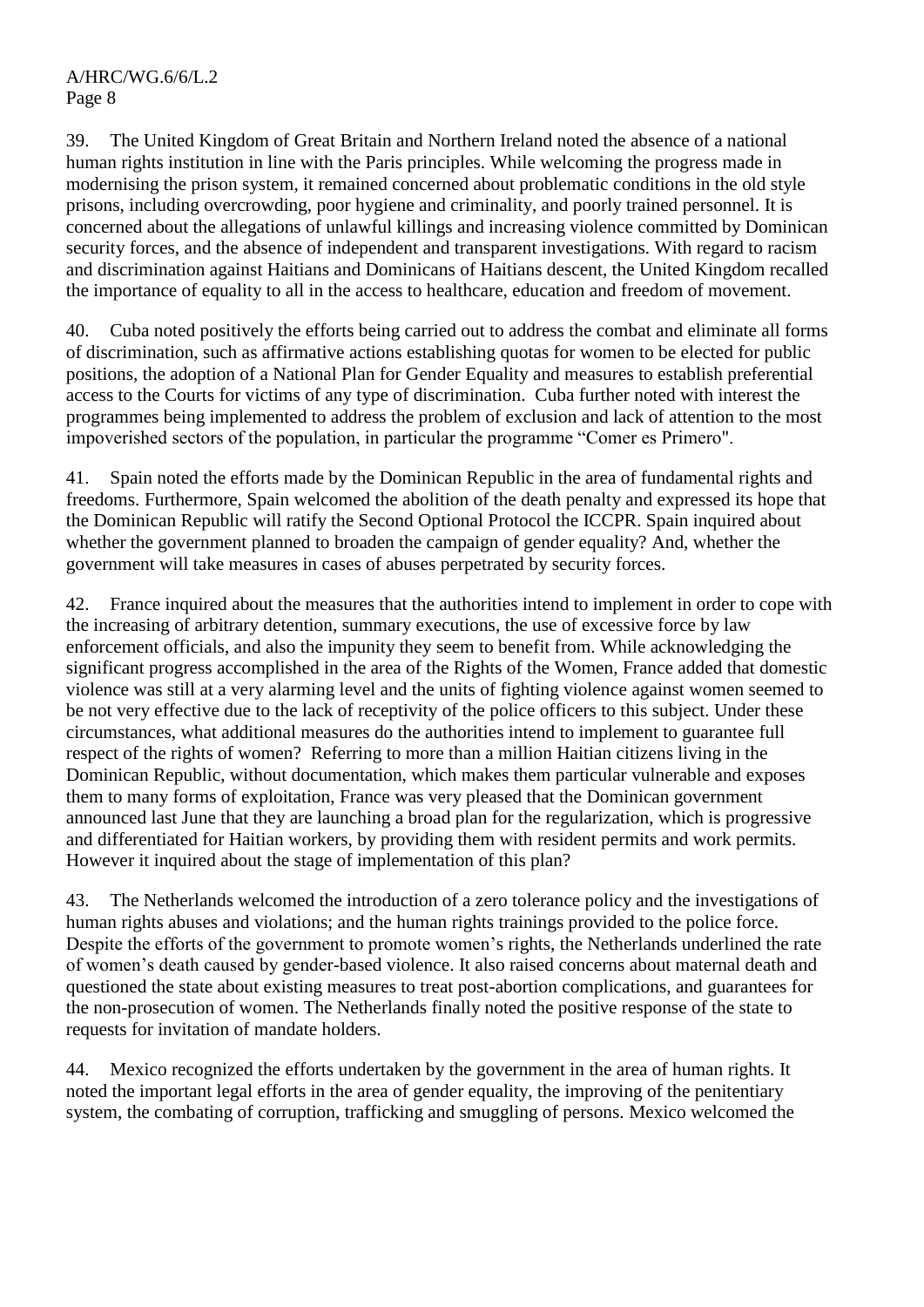39. The United Kingdom of Great Britain and Northern Ireland noted the absence of a national human rights institution in line with the Paris principles. While welcoming the progress made in modernising the prison system, it remained concerned about problematic conditions in the old style prisons, including overcrowding, poor hygiene and criminality, and poorly trained personnel. It is concerned about the allegations of unlawful killings and increasing violence committed by Dominican security forces, and the absence of independent and transparent investigations. With regard to racism and discrimination against Haitians and Dominicans of Haitians descent, the United Kingdom recalled the importance of equality to all in the access to healthcare, education and freedom of movement.

40. Cuba noted positively the efforts being carried out to address the combat and eliminate all forms of discrimination, such as affirmative actions establishing quotas for women to be elected for public positions, the adoption of a National Plan for Gender Equality and measures to establish preferential access to the Courts for victims of any type of discrimination. Cuba further noted with interest the programmes being implemented to address the problem of exclusion and lack of attention to the most impoverished sectors of the population, in particular the programme "Comer es Primero".

41. Spain noted the efforts made by the Dominican Republic in the area of fundamental rights and freedoms. Furthermore, Spain welcomed the abolition of the death penalty and expressed its hope that the Dominican Republic will ratify the Second Optional Protocol the ICCPR. Spain inquired about whether the government planned to broaden the campaign of gender equality? And, whether the government will take measures in cases of abuses perpetrated by security forces.

42. France inquired about the measures that the authorities intend to implement in order to cope with the increasing of arbitrary detention, summary executions, the use of excessive force by law enforcement officials, and also the impunity they seem to benefit from. While acknowledging the significant progress accomplished in the area of the Rights of the Women, France added that domestic violence was still at a very alarming level and the units of fighting violence against women seemed to be not very effective due to the lack of receptivity of the police officers to this subject. Under these circumstances, what additional measures do the authorities intend to implement to guarantee full respect of the rights of women? Referring to more than a million Haitian citizens living in the Dominican Republic, without documentation, which makes them particular vulnerable and exposes them to many forms of exploitation, France was very pleased that the Dominican government announced last June that they are launching a broad plan for the regularization, which is progressive and differentiated for Haitian workers, by providing them with resident permits and work permits. However it inquired about the stage of implementation of this plan?

43. The Netherlands welcomed the introduction of a zero tolerance policy and the investigations of human rights abuses and violations; and the human rights trainings provided to the police force. Despite the efforts of the government to promote women's rights, the Netherlands underlined the rate of women's death caused by gender-based violence. It also raised concerns about maternal death and questioned the state about existing measures to treat post-abortion complications, and guarantees for the non-prosecution of women. The Netherlands finally noted the positive response of the state to requests for invitation of mandate holders.

44. Mexico recognized the efforts undertaken by the government in the area of human rights. It noted the important legal efforts in the area of gender equality, the improving of the penitentiary system, the combating of corruption, trafficking and smuggling of persons. Mexico welcomed the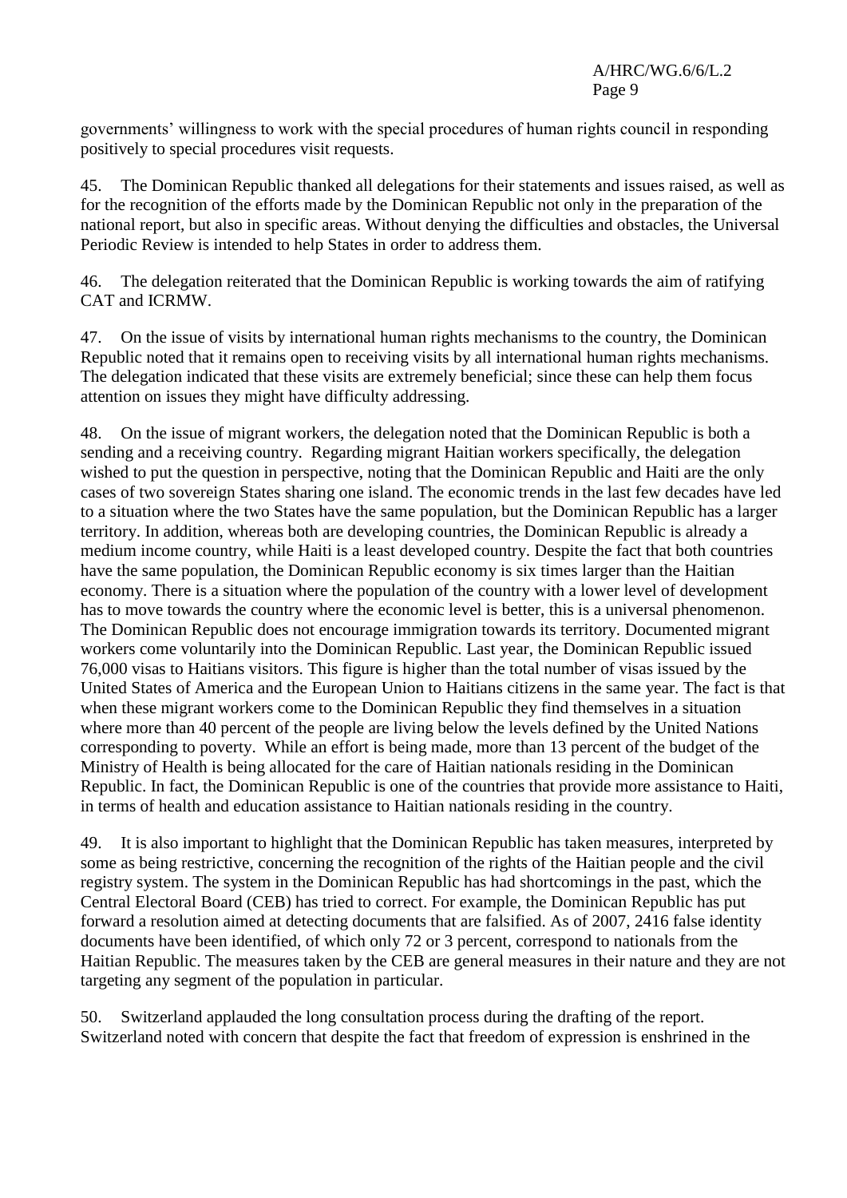governments' willingness to work with the special procedures of human rights council in responding positively to special procedures visit requests.

45. The Dominican Republic thanked all delegations for their statements and issues raised, as well as for the recognition of the efforts made by the Dominican Republic not only in the preparation of the national report, but also in specific areas. Without denying the difficulties and obstacles, the Universal Periodic Review is intended to help States in order to address them.

46. The delegation reiterated that the Dominican Republic is working towards the aim of ratifying CAT and ICRMW.

47. On the issue of visits by international human rights mechanisms to the country, the Dominican Republic noted that it remains open to receiving visits by all international human rights mechanisms. The delegation indicated that these visits are extremely beneficial; since these can help them focus attention on issues they might have difficulty addressing.

48. On the issue of migrant workers, the delegation noted that the Dominican Republic is both a sending and a receiving country. Regarding migrant Haitian workers specifically, the delegation wished to put the question in perspective, noting that the Dominican Republic and Haiti are the only cases of two sovereign States sharing one island. The economic trends in the last few decades have led to a situation where the two States have the same population, but the Dominican Republic has a larger territory. In addition, whereas both are developing countries, the Dominican Republic is already a medium income country, while Haiti is a least developed country. Despite the fact that both countries have the same population, the Dominican Republic economy is six times larger than the Haitian economy. There is a situation where the population of the country with a lower level of development has to move towards the country where the economic level is better, this is a universal phenomenon. The Dominican Republic does not encourage immigration towards its territory. Documented migrant workers come voluntarily into the Dominican Republic. Last year, the Dominican Republic issued 76,000 visas to Haitians visitors. This figure is higher than the total number of visas issued by the United States of America and the European Union to Haitians citizens in the same year. The fact is that when these migrant workers come to the Dominican Republic they find themselves in a situation where more than 40 percent of the people are living below the levels defined by the United Nations corresponding to poverty. While an effort is being made, more than 13 percent of the budget of the Ministry of Health is being allocated for the care of Haitian nationals residing in the Dominican Republic. In fact, the Dominican Republic is one of the countries that provide more assistance to Haiti, in terms of health and education assistance to Haitian nationals residing in the country.

49. It is also important to highlight that the Dominican Republic has taken measures, interpreted by some as being restrictive, concerning the recognition of the rights of the Haitian people and the civil registry system. The system in the Dominican Republic has had shortcomings in the past, which the Central Electoral Board (CEB) has tried to correct. For example, the Dominican Republic has put forward a resolution aimed at detecting documents that are falsified. As of 2007, 2416 false identity documents have been identified, of which only 72 or 3 percent, correspond to nationals from the Haitian Republic. The measures taken by the CEB are general measures in their nature and they are not targeting any segment of the population in particular.

50. Switzerland applauded the long consultation process during the drafting of the report. Switzerland noted with concern that despite the fact that freedom of expression is enshrined in the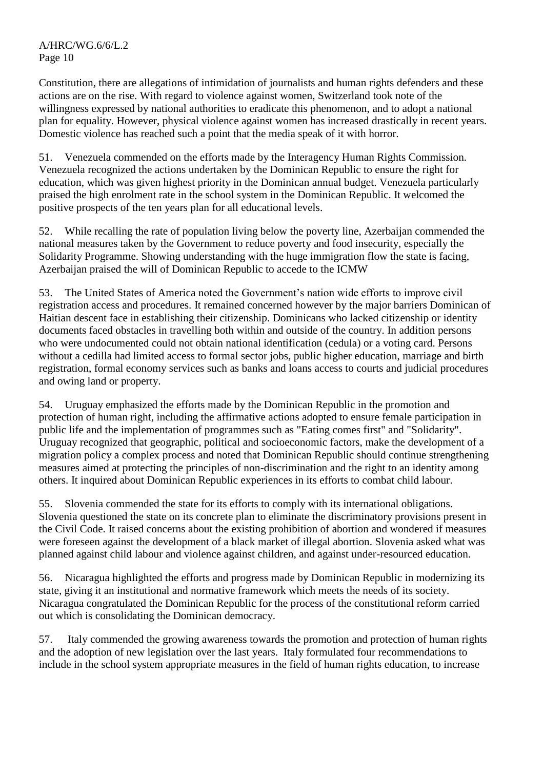Constitution, there are allegations of intimidation of journalists and human rights defenders and these actions are on the rise. With regard to violence against women, Switzerland took note of the willingness expressed by national authorities to eradicate this phenomenon, and to adopt a national plan for equality. However, physical violence against women has increased drastically in recent years. Domestic violence has reached such a point that the media speak of it with horror.

51. Venezuela commended on the efforts made by the Interagency Human Rights Commission. Venezuela recognized the actions undertaken by the Dominican Republic to ensure the right for education, which was given highest priority in the Dominican annual budget. Venezuela particularly praised the high enrolment rate in the school system in the Dominican Republic. It welcomed the positive prospects of the ten years plan for all educational levels.

52. While recalling the rate of population living below the poverty line, Azerbaijan commended the national measures taken by the Government to reduce poverty and food insecurity, especially the Solidarity Programme. Showing understanding with the huge immigration flow the state is facing, Azerbaijan praised the will of Dominican Republic to accede to the ICMW

53. The United States of America noted the Government's nation wide efforts to improve civil registration access and procedures. It remained concerned however by the major barriers Dominican of Haitian descent face in establishing their citizenship. Dominicans who lacked citizenship or identity documents faced obstacles in travelling both within and outside of the country. In addition persons who were undocumented could not obtain national identification (cedula) or a voting card. Persons without a cedilla had limited access to formal sector jobs, public higher education, marriage and birth registration, formal economy services such as banks and loans access to courts and judicial procedures and owing land or property.

54. Uruguay emphasized the efforts made by the Dominican Republic in the promotion and protection of human right, including the affirmative actions adopted to ensure female participation in public life and the implementation of programmes such as "Eating comes first" and "Solidarity". Uruguay recognized that geographic, political and socioeconomic factors, make the development of a migration policy a complex process and noted that Dominican Republic should continue strengthening measures aimed at protecting the principles of non-discrimination and the right to an identity among others. It inquired about Dominican Republic experiences in its efforts to combat child labour.

55. Slovenia commended the state for its efforts to comply with its international obligations. Slovenia questioned the state on its concrete plan to eliminate the discriminatory provisions present in the Civil Code. It raised concerns about the existing prohibition of abortion and wondered if measures were foreseen against the development of a black market of illegal abortion. Slovenia asked what was planned against child labour and violence against children, and against under-resourced education.

56. Nicaragua highlighted the efforts and progress made by Dominican Republic in modernizing its state, giving it an institutional and normative framework which meets the needs of its society. Nicaragua congratulated the Dominican Republic for the process of the constitutional reform carried out which is consolidating the Dominican democracy.

57. Italy commended the growing awareness towards the promotion and protection of human rights and the adoption of new legislation over the last years. Italy formulated four recommendations to include in the school system appropriate measures in the field of human rights education, to increase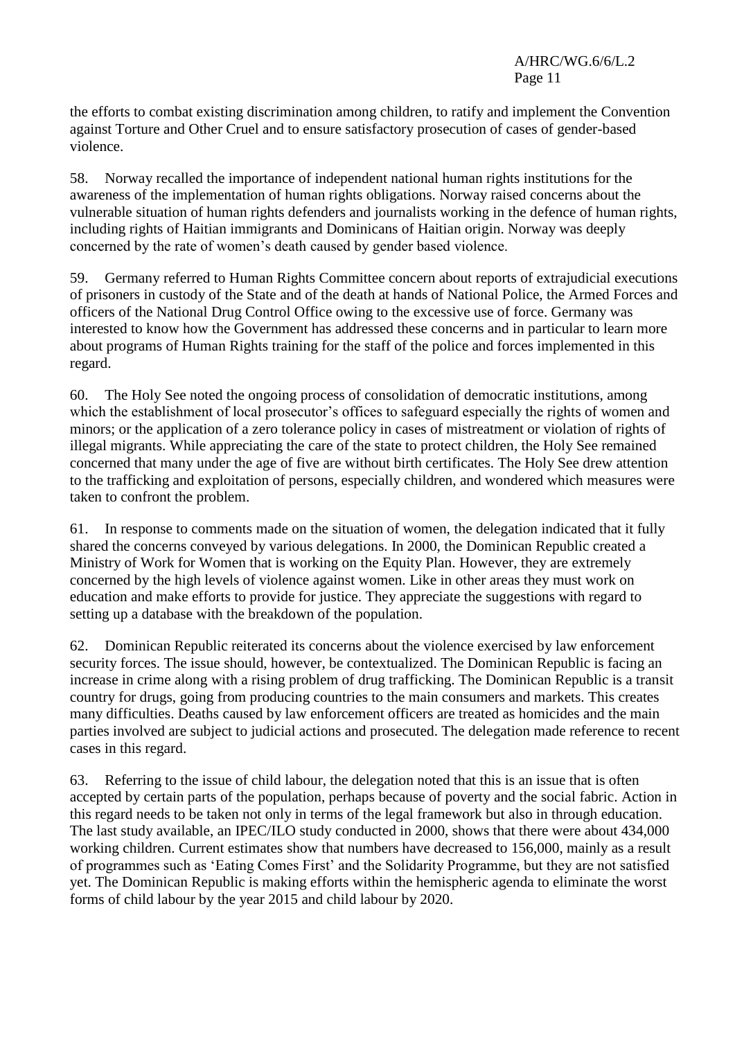the efforts to combat existing discrimination among children, to ratify and implement the Convention against Torture and Other Cruel and to ensure satisfactory prosecution of cases of gender-based violence.

58. Norway recalled the importance of independent national human rights institutions for the awareness of the implementation of human rights obligations. Norway raised concerns about the vulnerable situation of human rights defenders and journalists working in the defence of human rights, including rights of Haitian immigrants and Dominicans of Haitian origin. Norway was deeply concerned by the rate of women's death caused by gender based violence.

59. Germany referred to Human Rights Committee concern about reports of extrajudicial executions of prisoners in custody of the State and of the death at hands of National Police, the Armed Forces and officers of the National Drug Control Office owing to the excessive use of force. Germany was interested to know how the Government has addressed these concerns and in particular to learn more about programs of Human Rights training for the staff of the police and forces implemented in this regard.

60. The Holy See noted the ongoing process of consolidation of democratic institutions, among which the establishment of local prosecutor's offices to safeguard especially the rights of women and minors; or the application of a zero tolerance policy in cases of mistreatment or violation of rights of illegal migrants. While appreciating the care of the state to protect children, the Holy See remained concerned that many under the age of five are without birth certificates. The Holy See drew attention to the trafficking and exploitation of persons, especially children, and wondered which measures were taken to confront the problem.

61. In response to comments made on the situation of women, the delegation indicated that it fully shared the concerns conveyed by various delegations. In 2000, the Dominican Republic created a Ministry of Work for Women that is working on the Equity Plan. However, they are extremely concerned by the high levels of violence against women. Like in other areas they must work on education and make efforts to provide for justice. They appreciate the suggestions with regard to setting up a database with the breakdown of the population.

62. Dominican Republic reiterated its concerns about the violence exercised by law enforcement security forces. The issue should, however, be contextualized. The Dominican Republic is facing an increase in crime along with a rising problem of drug trafficking. The Dominican Republic is a transit country for drugs, going from producing countries to the main consumers and markets. This creates many difficulties. Deaths caused by law enforcement officers are treated as homicides and the main parties involved are subject to judicial actions and prosecuted. The delegation made reference to recent cases in this regard.

63. Referring to the issue of child labour, the delegation noted that this is an issue that is often accepted by certain parts of the population, perhaps because of poverty and the social fabric. Action in this regard needs to be taken not only in terms of the legal framework but also in through education. The last study available, an IPEC/ILO study conducted in 2000, shows that there were about 434,000 working children. Current estimates show that numbers have decreased to 156,000, mainly as a result of programmes such as 'Eating Comes First' and the Solidarity Programme, but they are not satisfied yet. The Dominican Republic is making efforts within the hemispheric agenda to eliminate the worst forms of child labour by the year 2015 and child labour by 2020.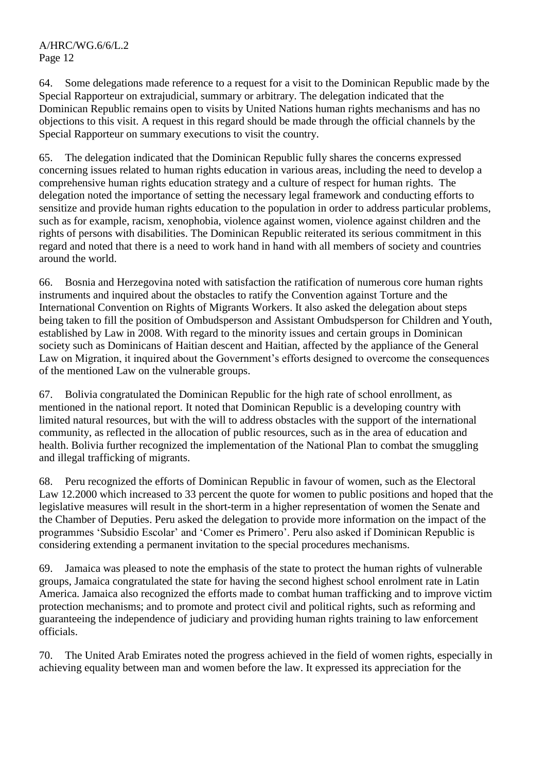64. Some delegations made reference to a request for a visit to the Dominican Republic made by the Special Rapporteur on extrajudicial, summary or arbitrary. The delegation indicated that the Dominican Republic remains open to visits by United Nations human rights mechanisms and has no objections to this visit. A request in this regard should be made through the official channels by the Special Rapporteur on summary executions to visit the country.

65. The delegation indicated that the Dominican Republic fully shares the concerns expressed concerning issues related to human rights education in various areas, including the need to develop a comprehensive human rights education strategy and a culture of respect for human rights. The delegation noted the importance of setting the necessary legal framework and conducting efforts to sensitize and provide human rights education to the population in order to address particular problems, such as for example, racism, xenophobia, violence against women, violence against children and the rights of persons with disabilities. The Dominican Republic reiterated its serious commitment in this regard and noted that there is a need to work hand in hand with all members of society and countries around the world.

66. Bosnia and Herzegovina noted with satisfaction the ratification of numerous core human rights instruments and inquired about the obstacles to ratify the Convention against Torture and the International Convention on Rights of Migrants Workers. It also asked the delegation about steps being taken to fill the position of Ombudsperson and Assistant Ombudsperson for Children and Youth, established by Law in 2008. With regard to the minority issues and certain groups in Dominican society such as Dominicans of Haitian descent and Haitian, affected by the appliance of the General Law on Migration, it inquired about the Government's efforts designed to overcome the consequences of the mentioned Law on the vulnerable groups.

67. Bolivia congratulated the Dominican Republic for the high rate of school enrollment, as mentioned in the national report. It noted that Dominican Republic is a developing country with limited natural resources, but with the will to address obstacles with the support of the international community, as reflected in the allocation of public resources, such as in the area of education and health. Bolivia further recognized the implementation of the National Plan to combat the smuggling and illegal trafficking of migrants.

68. Peru recognized the efforts of Dominican Republic in favour of women, such as the Electoral Law 12.2000 which increased to 33 percent the quote for women to public positions and hoped that the legislative measures will result in the short-term in a higher representation of women the Senate and the Chamber of Deputies. Peru asked the delegation to provide more information on the impact of the programmes 'Subsidio Escolar' and 'Comer es Primero'. Peru also asked if Dominican Republic is considering extending a permanent invitation to the special procedures mechanisms.

69. Jamaica was pleased to note the emphasis of the state to protect the human rights of vulnerable groups, Jamaica congratulated the state for having the second highest school enrolment rate in Latin America. Jamaica also recognized the efforts made to combat human trafficking and to improve victim protection mechanisms; and to promote and protect civil and political rights, such as reforming and guaranteeing the independence of judiciary and providing human rights training to law enforcement officials.

70. The United Arab Emirates noted the progress achieved in the field of women rights, especially in achieving equality between man and women before the law. It expressed its appreciation for the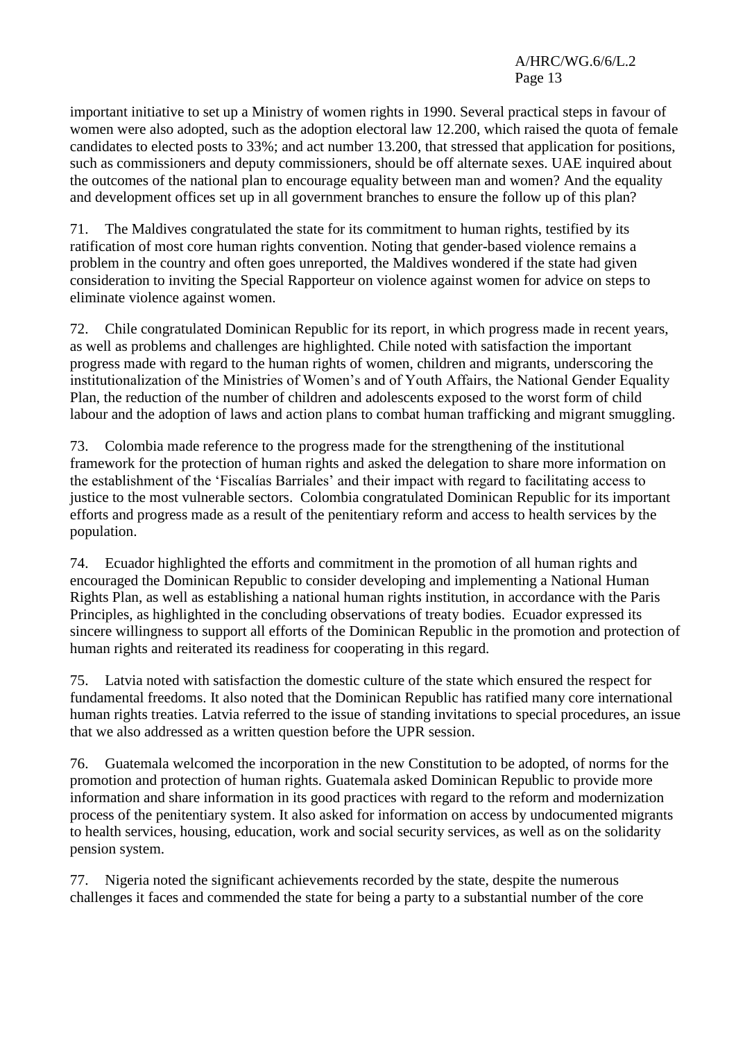important initiative to set up a Ministry of women rights in 1990. Several practical steps in favour of women were also adopted, such as the adoption electoral law 12.200, which raised the quota of female candidates to elected posts to 33%; and act number 13.200, that stressed that application for positions, such as commissioners and deputy commissioners, should be off alternate sexes. UAE inquired about the outcomes of the national plan to encourage equality between man and women? And the equality and development offices set up in all government branches to ensure the follow up of this plan?

71. The Maldives congratulated the state for its commitment to human rights, testified by its ratification of most core human rights convention. Noting that gender-based violence remains a problem in the country and often goes unreported, the Maldives wondered if the state had given consideration to inviting the Special Rapporteur on violence against women for advice on steps to eliminate violence against women.

72. Chile congratulated Dominican Republic for its report, in which progress made in recent years, as well as problems and challenges are highlighted. Chile noted with satisfaction the important progress made with regard to the human rights of women, children and migrants, underscoring the institutionalization of the Ministries of Women's and of Youth Affairs, the National Gender Equality Plan, the reduction of the number of children and adolescents exposed to the worst form of child labour and the adoption of laws and action plans to combat human trafficking and migrant smuggling.

73. Colombia made reference to the progress made for the strengthening of the institutional framework for the protection of human rights and asked the delegation to share more information on the establishment of the 'Fiscalías Barriales' and their impact with regard to facilitating access to justice to the most vulnerable sectors. Colombia congratulated Dominican Republic for its important efforts and progress made as a result of the penitentiary reform and access to health services by the population.

74. Ecuador highlighted the efforts and commitment in the promotion of all human rights and encouraged the Dominican Republic to consider developing and implementing a National Human Rights Plan, as well as establishing a national human rights institution, in accordance with the Paris Principles, as highlighted in the concluding observations of treaty bodies. Ecuador expressed its sincere willingness to support all efforts of the Dominican Republic in the promotion and protection of human rights and reiterated its readiness for cooperating in this regard.

75. Latvia noted with satisfaction the domestic culture of the state which ensured the respect for fundamental freedoms. It also noted that the Dominican Republic has ratified many core international human rights treaties. Latvia referred to the issue of standing invitations to special procedures, an issue that we also addressed as a written question before the UPR session.

76. Guatemala welcomed the incorporation in the new Constitution to be adopted, of norms for the promotion and protection of human rights. Guatemala asked Dominican Republic to provide more information and share information in its good practices with regard to the reform and modernization process of the penitentiary system. It also asked for information on access by undocumented migrants to health services, housing, education, work and social security services, as well as on the solidarity pension system.

77. Nigeria noted the significant achievements recorded by the state, despite the numerous challenges it faces and commended the state for being a party to a substantial number of the core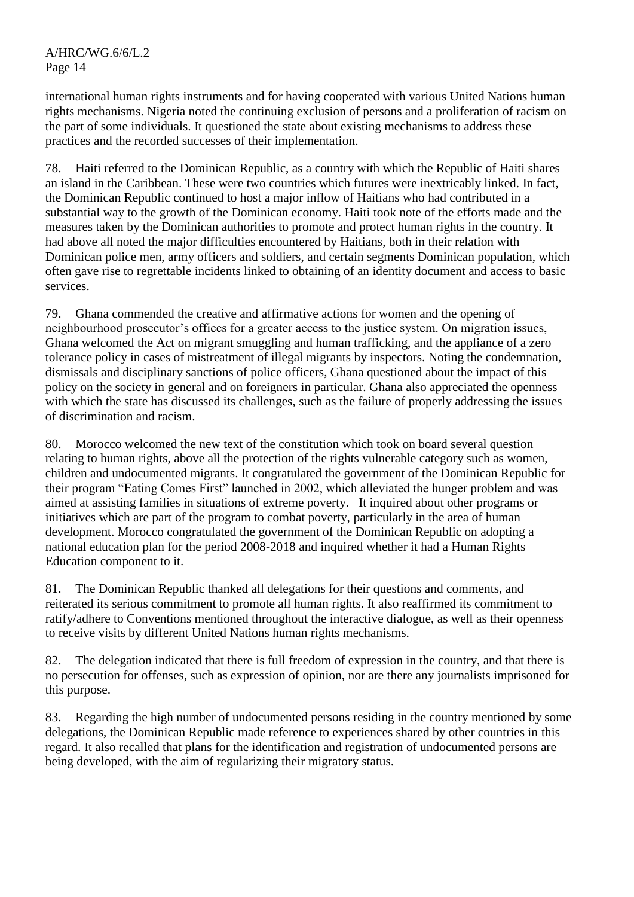international human rights instruments and for having cooperated with various United Nations human rights mechanisms. Nigeria noted the continuing exclusion of persons and a proliferation of racism on the part of some individuals. It questioned the state about existing mechanisms to address these practices and the recorded successes of their implementation.

78. Haiti referred to the Dominican Republic, as a country with which the Republic of Haiti shares an island in the Caribbean. These were two countries which futures were inextricably linked. In fact, the Dominican Republic continued to host a major inflow of Haitians who had contributed in a substantial way to the growth of the Dominican economy. Haiti took note of the efforts made and the measures taken by the Dominican authorities to promote and protect human rights in the country. It had above all noted the major difficulties encountered by Haitians, both in their relation with Dominican police men, army officers and soldiers, and certain segments Dominican population, which often gave rise to regrettable incidents linked to obtaining of an identity document and access to basic services.

79. Ghana commended the creative and affirmative actions for women and the opening of neighbourhood prosecutor's offices for a greater access to the justice system. On migration issues, Ghana welcomed the Act on migrant smuggling and human trafficking, and the appliance of a zero tolerance policy in cases of mistreatment of illegal migrants by inspectors. Noting the condemnation, dismissals and disciplinary sanctions of police officers, Ghana questioned about the impact of this policy on the society in general and on foreigners in particular. Ghana also appreciated the openness with which the state has discussed its challenges, such as the failure of properly addressing the issues of discrimination and racism.

80. Morocco welcomed the new text of the constitution which took on board several question relating to human rights, above all the protection of the rights vulnerable category such as women, children and undocumented migrants. It congratulated the government of the Dominican Republic for their program "Eating Comes First" launched in 2002, which alleviated the hunger problem and was aimed at assisting families in situations of extreme poverty. It inquired about other programs or initiatives which are part of the program to combat poverty, particularly in the area of human development. Morocco congratulated the government of the Dominican Republic on adopting a national education plan for the period 2008-2018 and inquired whether it had a Human Rights Education component to it.

81. The Dominican Republic thanked all delegations for their questions and comments, and reiterated its serious commitment to promote all human rights. It also reaffirmed its commitment to ratify/adhere to Conventions mentioned throughout the interactive dialogue, as well as their openness to receive visits by different United Nations human rights mechanisms.

82. The delegation indicated that there is full freedom of expression in the country, and that there is no persecution for offenses, such as expression of opinion, nor are there any journalists imprisoned for this purpose.

83. Regarding the high number of undocumented persons residing in the country mentioned by some delegations, the Dominican Republic made reference to experiences shared by other countries in this regard. It also recalled that plans for the identification and registration of undocumented persons are being developed, with the aim of regularizing their migratory status.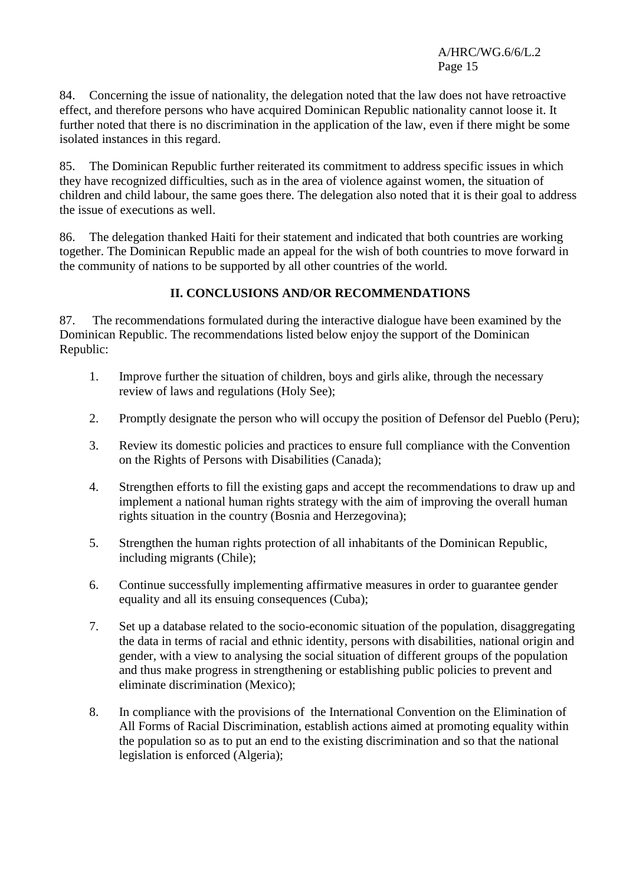84. Concerning the issue of nationality, the delegation noted that the law does not have retroactive effect, and therefore persons who have acquired Dominican Republic nationality cannot loose it. It further noted that there is no discrimination in the application of the law, even if there might be some isolated instances in this regard.

85. The Dominican Republic further reiterated its commitment to address specific issues in which they have recognized difficulties, such as in the area of violence against women, the situation of children and child labour, the same goes there. The delegation also noted that it is their goal to address the issue of executions as well.

86. The delegation thanked Haiti for their statement and indicated that both countries are working together. The Dominican Republic made an appeal for the wish of both countries to move forward in the community of nations to be supported by all other countries of the world.

## II. CONCLUSIONS AND/OR RECOMMENDATIONS

87. The recommendations formulated during the interactive dialogue have been examined by the Dominican Republic. The recommendations listed below enjoy the support of the Dominican Republic:

1. Improve further the situation of children, boys and girls alike, through the necessary review of laws and regulations (Holy See);

2. Promptly designate the person who will occupy the position of Defensor del Pueblo (Peru);

3. Review its domestic policies and practices to ensure full compliance with the Convention on the Rights of Persons with Disabilities (Canada);

4. Strengthen efforts to fill the existing gaps and accept the recommendations to draw up and implement a national human rights strategy with the aim of improving the overall human rights situation in the country (Bosnia and Herzegovina);

5. Strengthen the human rights protection of all inhabitants of the Dominican Republic, including migrants (Chile);

6. Continue successfully implementing affirmative measures in order to guarantee gender equality and all its ensuing consequences (Cuba);

7. Set up a database related to the socio-economic situation of the population, disaggregating the data in terms of racial and ethnic identity, persons with disabilities, national origin and gender, with a view to analysing the social situation of different groups of the population and thus make progress in strengthening or establishing public policies to prevent and eliminate discrimination (Mexico);

8. In compliance with the provisions of the International Convention on the Elimination of All Forms of Racial Discrimination, establish actions aimed at promoting equality within the population so as to put an end to the existing discrimination and so that the national legislation is enforced (Algeria);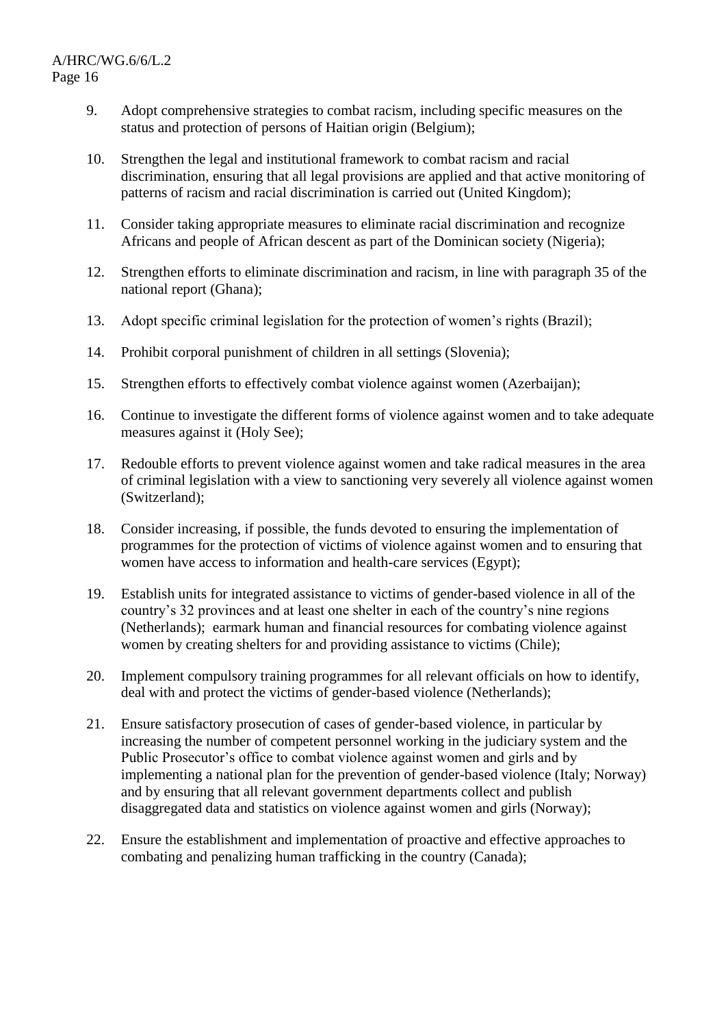9. Adopt comprehensive strategies to combat racism, including specific measures on the status and protection of persons of Haitian origin (Belgium);

10. Strengthen the legal and institutional framework to combat racism and racial discrimination, ensuring that all legal provisions are applied and that active monitoring of patterns of racism and racial discrimination is carried out (United Kingdom);

11. Consider taking appropriate measures to eliminate racial discrimination and recognize Africans and people of African descent as part of the Dominican society (Nigeria);

12. Strengthen efforts to eliminate discrimination and racism, in line with paragraph 35 of the national report (Ghana);

13. Adopt specific criminal legislation for the protection of women's rights (Brazil);

14. Prohibit corporal punishment of children in all settings (Slovenia);

15. Strengthen efforts to effectively combat violence against women (Azerbaijan);

16. Continue to investigate the different forms of violence against women and to take adequate measures against it (Holy See);

17. Redouble efforts to prevent violence against women and take radical measures in the area of criminal legislation with a view to sanctioning very severely all violence against women (Switzerland);

18. Consider increasing, if possible, the funds devoted to ensuring the implementation of programmes for the protection of victims of violence against women and to ensuring that women have access to information and health-care services (Egypt);

19. Establish units for integrated assistance to victims of gender-based violence in all of the country's 32 provinces and at least one shelter in each of the country's nine regions (Netherlands); earmark human and financial resources for combating violence against women by creating shelters for and providing assistance to victims (Chile);

20. Implement compulsory training programmes for all relevant officials on how to identify, deal with and protect the victims of gender-based violence (Netherlands);

21. Ensure satisfactory prosecution of cases of gender-based violence, in particular by increasing the number of competent personnel working in the judiciary system and the Public Prosecutor's office to combat violence against women and girls and by implementing a national plan for the prevention of gender-based violence (Italy; Norway) and by ensuring that all relevant government departments collect and publish disaggregated data and statistics on violence against women and girls (Norway);

22. Ensure the establishment and implementation of proactive and effective approaches to combating and penalizing human trafficking in the country (Canada);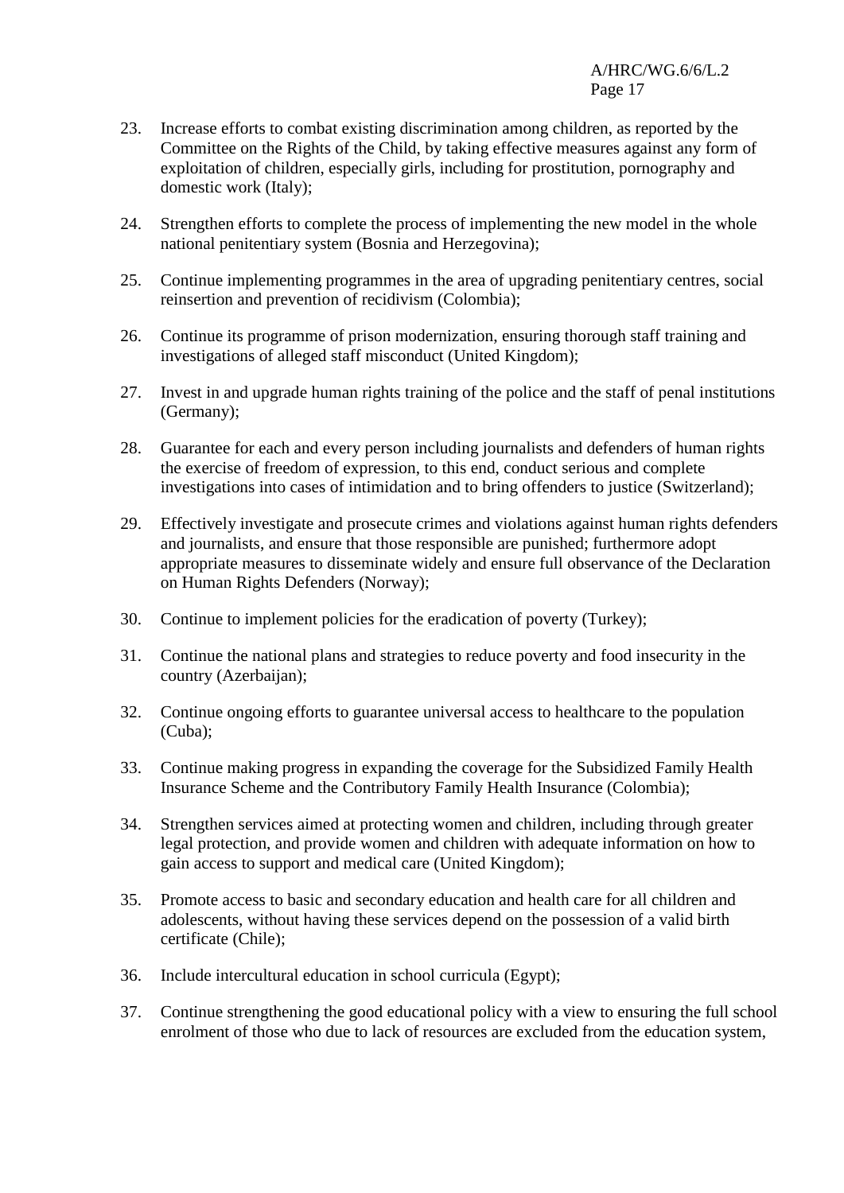23. Increase efforts to combat existing discrimination among children, as reported by the Committee on the Rights of the Child, by taking effective measures against any form of exploitation of children, especially girls, including for prostitution, pornography and domestic work (Italy);

24. Strengthen efforts to complete the process of implementing the new model in the whole national penitentiary system (Bosnia and Herzegovina);

25. Continue implementing programmes in the area of upgrading penitentiary centres, social reinsertion and prevention of recidivism (Colombia);

26. Continue its programme of prison modernization, ensuring thorough staff training and investigations of alleged staff misconduct (United Kingdom);

27. Invest in and upgrade human rights training of the police and the staff of penal institutions (Germany);

28. Guarantee for each and every person including journalists and defenders of human rights the exercise of freedom of expression, to this end, conduct serious and complete investigations into cases of intimidation and to bring offenders to justice (Switzerland);

29. Effectively investigate and prosecute crimes and violations against human rights defenders and journalists, and ensure that those responsible are punished; furthermore adopt appropriate measures to disseminate widely and ensure full observance of the Declaration on Human Rights Defenders (Norway);

30. Continue to implement policies for the eradication of poverty (Turkey);

31. Continue the national plans and strategies to reduce poverty and food insecurity in the country (Azerbaijan);

32. Continue ongoing efforts to guarantee universal access to healthcare to the population (Cuba);

33. Continue making progress in expanding the coverage for the Subsidized Family Health Insurance Scheme and the Contributory Family Health Insurance (Colombia);

34. Strengthen services aimed at protecting women and children, including through greater legal protection, and provide women and children with adequate information on how to gain access to support and medical care (United Kingdom);

35. Promote access to basic and secondary education and health care for all children and adolescents, without having these services depend on the possession of a valid birth certificate (Chile);

36. Include intercultural education in school curricula (Egypt);

37. Continue strengthening the good educational policy with a view to ensuring the full school enrolment of those who due to lack of resources are excluded from the education system,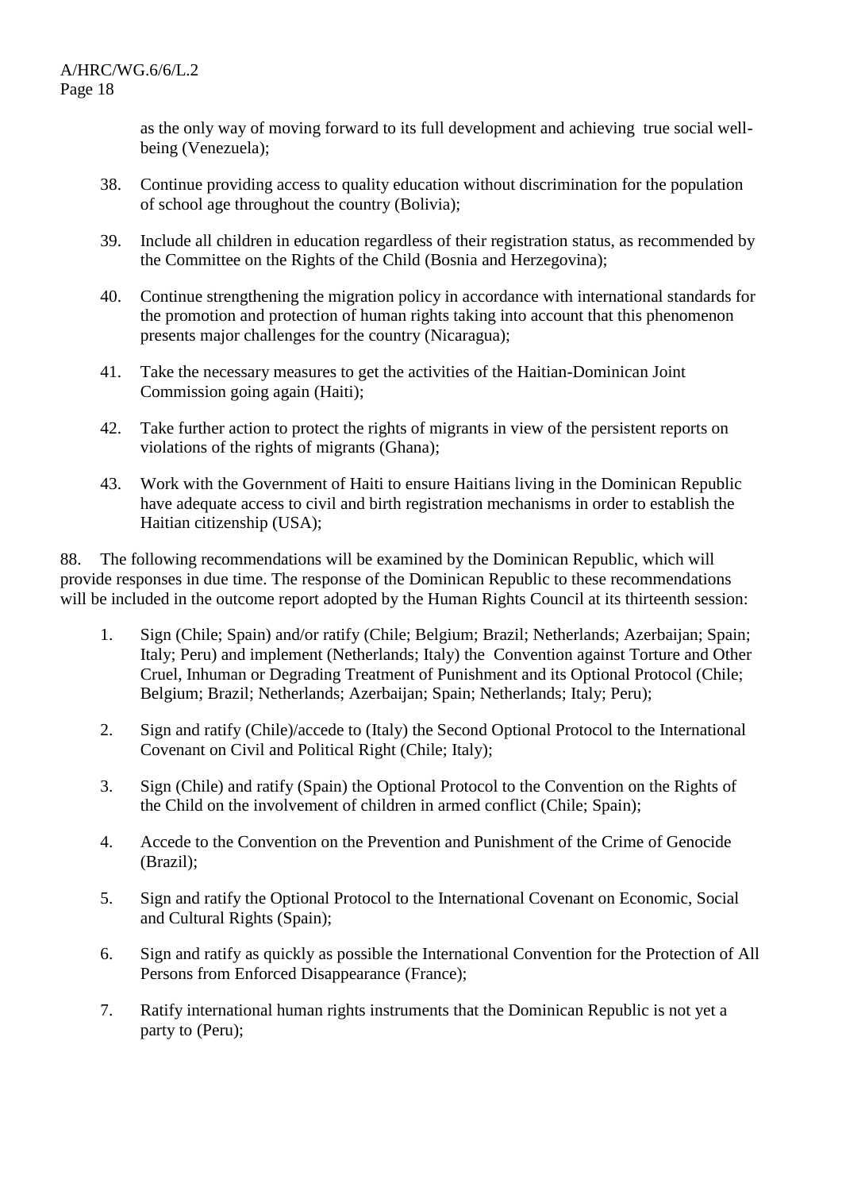as the only way of moving forward to its full development and achieving  true social well-being (Venezuela);

38. Continue providing access to quality education without discrimination for the population of school age throughout the country (Bolivia);

39. Include all children in education regardless of their registration status, as recommended by the Committee on the Rights of the Child (Bosnia and Herzegovina);

40. Continue strengthening the migration policy in accordance with international standards for the promotion and protection of human rights taking into account that this phenomenon presents major challenges for the country (Nicaragua);

41. Take the necessary measures to get the activities of the Haitian-Dominican Joint Commission going again (Haiti);

42. Take further action to protect the rights of migrants in view of the persistent reports on violations of the rights of migrants (Ghana);

43. Work with the Government of Haiti to ensure Haitians living in the Dominican Republic have adequate access to civil and birth registration mechanisms in order to establish the Haitian citizenship (USA);

88. The following recommendations will be examined by the Dominican Republic, which will provide responses in due time. The response of the Dominican Republic to these recommendations will be included in the outcome report adopted by the Human Rights Council at its thirteenth session:

1. Sign (Chile; Spain) and/or ratify (Chile; Belgium; Brazil; Netherlands; Azerbaijan; Spain; Italy; Peru) and implement (Netherlands; Italy) the  Convention against Torture and Other Cruel, Inhuman or Degrading Treatment of Punishment and its Optional Protocol (Chile; Belgium; Brazil; Netherlands; Azerbaijan; Spain; Netherlands; Italy; Peru);

2. Sign and ratify (Chile)/accede to (Italy) the Second Optional Protocol to the International Covenant on Civil and Political Right (Chile; Italy);

3. Sign (Chile) and ratify (Spain) the Optional Protocol to the Convention on the Rights of the Child on the involvement of children in armed conflict (Chile; Spain);

4. Accede to the Convention on the Prevention and Punishment of the Crime of Genocide (Brazil);

5. Sign and ratify the Optional Protocol to the International Covenant on Economic, Social and Cultural Rights (Spain);

6. Sign and ratify as quickly as possible the International Convention for the Protection of All Persons from Enforced Disappearance (France);

7. Ratify international human rights instruments that the Dominican Republic is not yet a party to (Peru);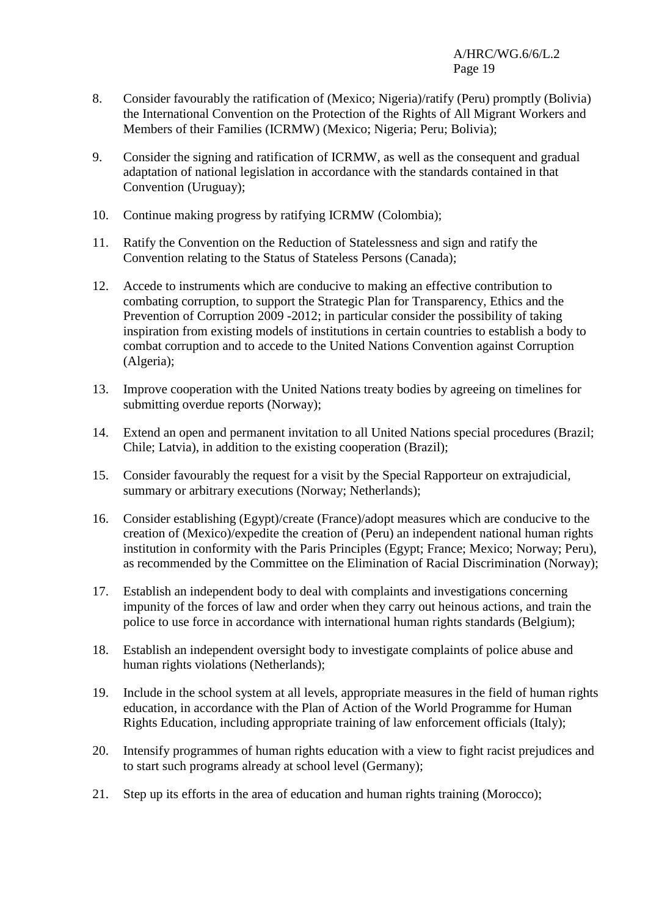8. Consider favourably the ratification of (Mexico; Nigeria)/ratify (Peru) promptly (Bolivia) the International Convention on the Protection of the Rights of All Migrant Workers and Members of their Families (ICRMW) (Mexico; Nigeria; Peru; Bolivia);

9. Consider the signing and ratification of ICRMW, as well as the consequent and gradual adaptation of national legislation in accordance with the standards contained in that Convention (Uruguay);

10. Continue making progress by ratifying ICRMW (Colombia);

11. Ratify the Convention on the Reduction of Statelessness and sign and ratify the Convention relating to the Status of Stateless Persons (Canada);

12. Accede to instruments which are conducive to making an effective contribution to combating corruption, to support the Strategic Plan for Transparency, Ethics and the Prevention of Corruption 2009 -2012; in particular consider the possibility of taking inspiration from existing models of institutions in certain countries to establish a body to combat corruption and to accede to the United Nations Convention against Corruption (Algeria);

13. Improve cooperation with the United Nations treaty bodies by agreeing on timelines for submitting overdue reports (Norway);

14. Extend an open and permanent invitation to all United Nations special procedures (Brazil; Chile; Latvia), in addition to the existing cooperation (Brazil);

15. Consider favourably the request for a visit by the Special Rapporteur on extrajudicial, summary or arbitrary executions (Norway; Netherlands);

16. Consider establishing (Egypt)/create (France)/adopt measures which are conducive to the creation of (Mexico)/expedite the creation of (Peru) an independent national human rights institution in conformity with the Paris Principles (Egypt; France; Mexico; Norway; Peru), as recommended by the Committee on the Elimination of Racial Discrimination (Norway);

17. Establish an independent body to deal with complaints and investigations concerning impunity of the forces of law and order when they carry out heinous actions, and train the police to use force in accordance with international human rights standards (Belgium);

18. Establish an independent oversight body to investigate complaints of police abuse and human rights violations (Netherlands);

19. Include in the school system at all levels, appropriate measures in the field of human rights education, in accordance with the Plan of Action of the World Programme for Human Rights Education, including appropriate training of law enforcement officials (Italy);

20. Intensify programmes of human rights education with a view to fight racist prejudices and to start such programs already at school level (Germany);

21. Step up its efforts in the area of education and human rights training (Morocco);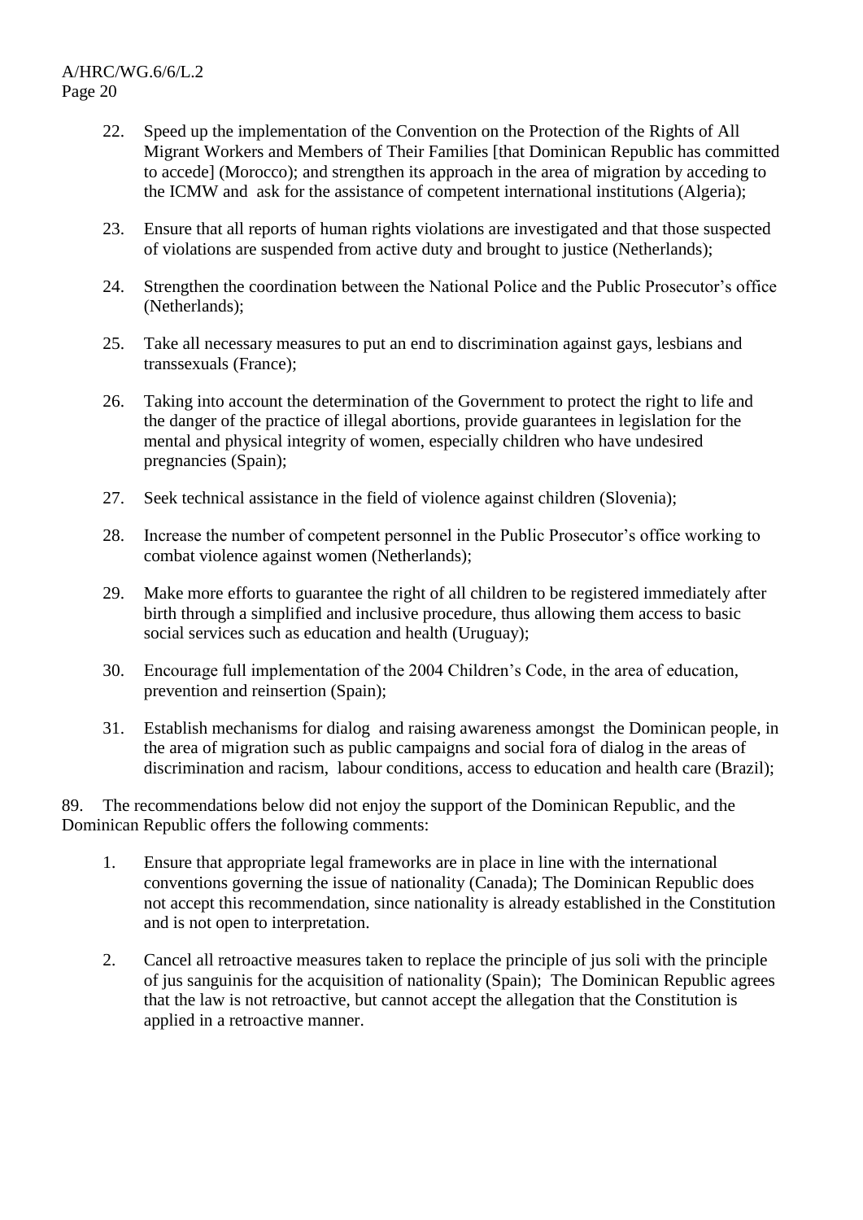22. Speed up the implementation of the Convention on the Protection of the Rights of All Migrant Workers and Members of Their Families [that Dominican Republic has committed to accede] (Morocco); and strengthen its approach in the area of migration by acceding to the ICMW and ask for the assistance of competent international institutions (Algeria);

23. Ensure that all reports of human rights violations are investigated and that those suspected of violations are suspended from active duty and brought to justice (Netherlands);

24. Strengthen the coordination between the National Police and the Public Prosecutor's office (Netherlands);

25. Take all necessary measures to put an end to discrimination against gays, lesbians and transsexuals (France);

26. Taking into account the determination of the Government to protect the right to life and the danger of the practice of illegal abortions, provide guarantees in legislation for the mental and physical integrity of women, especially children who have undesired pregnancies (Spain);

27. Seek technical assistance in the field of violence against children (Slovenia);

28. Increase the number of competent personnel in the Public Prosecutor's office working to combat violence against women (Netherlands);

29. Make more efforts to guarantee the right of all children to be registered immediately after birth through a simplified and inclusive procedure, thus allowing them access to basic social services such as education and health (Uruguay);

30. Encourage full implementation of the 2004 Children's Code, in the area of education, prevention and reinsertion (Spain);

31. Establish mechanisms for dialog and raising awareness amongst the Dominican people, in the area of migration such as public campaigns and social fora of dialog in the areas of discrimination and racism, labour conditions, access to education and health care (Brazil);

89. The recommendations below did not enjoy the support of the Dominican Republic, and the Dominican Republic offers the following comments:

1. Ensure that appropriate legal frameworks are in place in line with the international conventions governing the issue of nationality (Canada); The Dominican Republic does not accept this recommendation, since nationality is already established in the Constitution and is not open to interpretation.

2. Cancel all retroactive measures taken to replace the principle of jus soli with the principle of jus sanguinis for the acquisition of nationality (Spain); The Dominican Republic agrees that the law is not retroactive, but cannot accept the allegation that the Constitution is applied in a retroactive manner.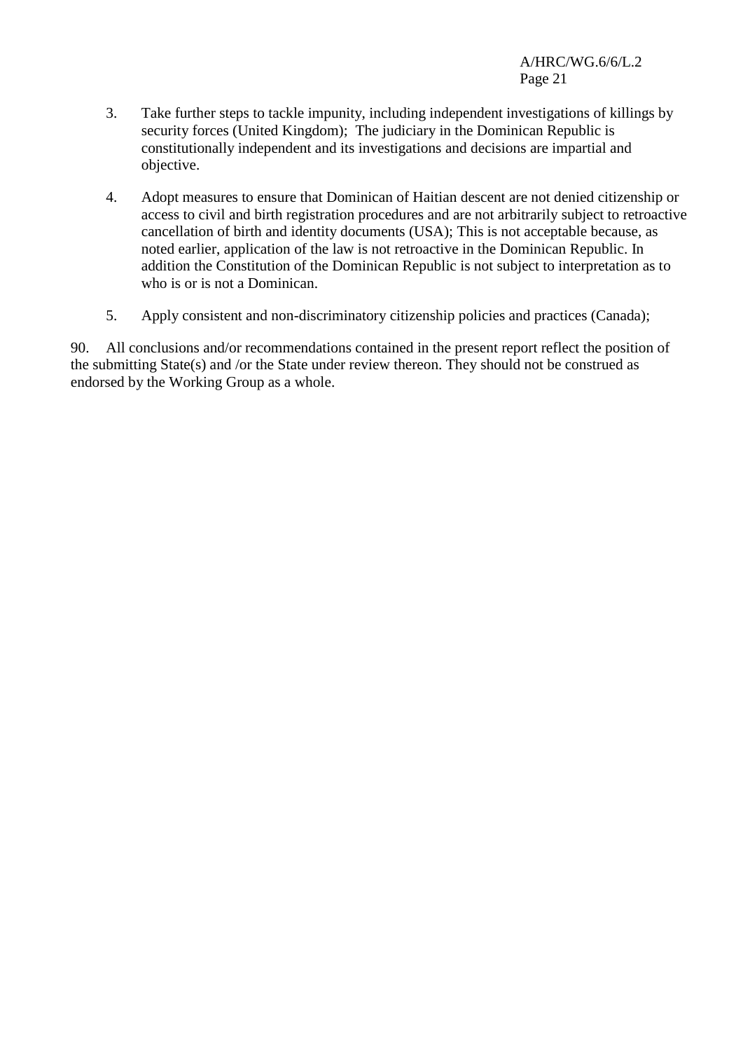3. Take further steps to tackle impunity, including independent investigations of killings by security forces (United Kingdom); The judiciary in the Dominican Republic is constitutionally independent and its investigations and decisions are impartial and objective.

4. Adopt measures to ensure that Dominican of Haitian descent are not denied citizenship or access to civil and birth registration procedures and are not arbitrarily subject to retroactive cancellation of birth and identity documents (USA); This is not acceptable because, as noted earlier, application of the law is not retroactive in the Dominican Republic. In addition the Constitution of the Dominican Republic is not subject to interpretation as to who is or is not a Dominican.

5. Apply consistent and non-discriminatory citizenship policies and practices (Canada);

90. All conclusions and/or recommendations contained in the present report reflect the position of the submitting State(s) and /or the State under review thereon. They should not be construed as endorsed by the Working Group as a whole.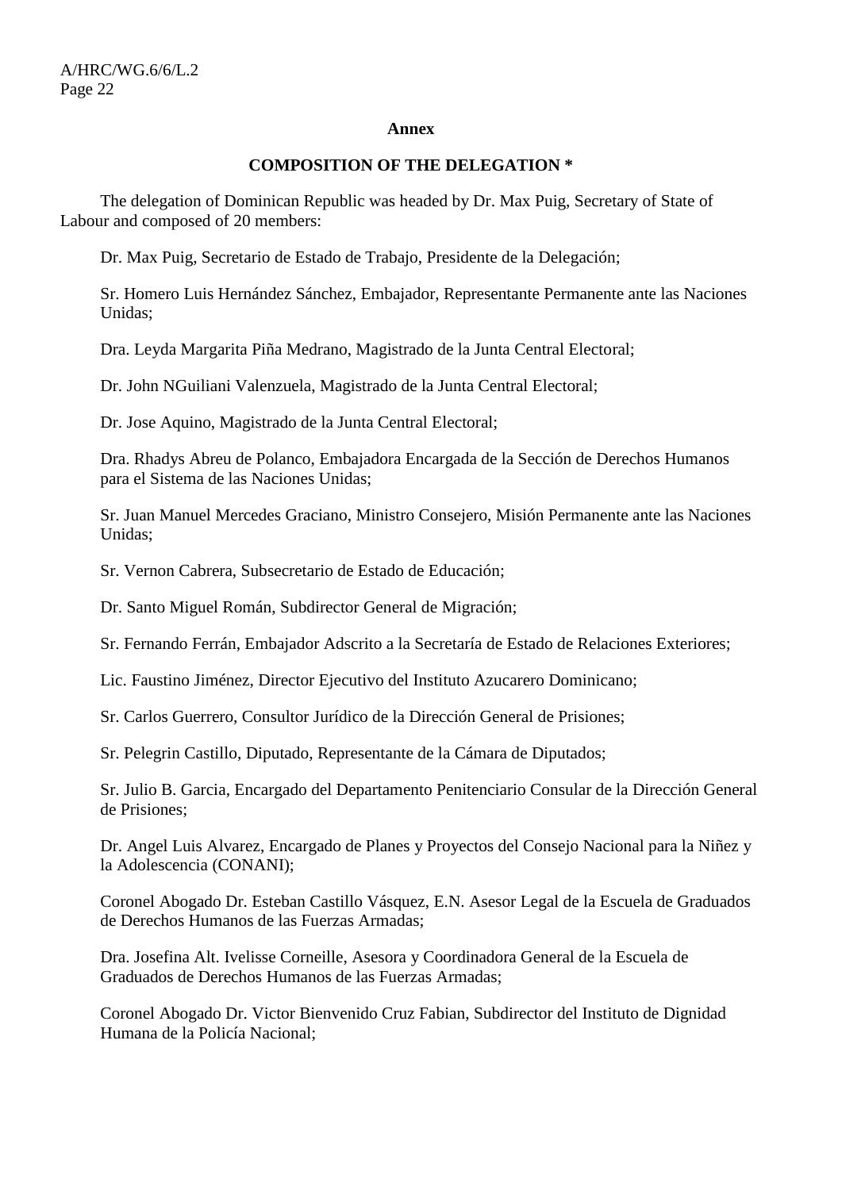## Annex

### COMPOSITION OF THE DELEGATION *

The delegation of Dominican Republic was headed by Dr. Max Puig, Secretary of State of Labour and composed of 20 members:

Dr. Max Puig, Secretario de Estado de Trabajo, Presidente de la Delegación;

Sr. Homero Luis Hernández Sánchez, Embajador, Representante Permanente ante las Naciones Unidas;

Dra. Leyda Margarita Piña Medrano, Magistrado de la Junta Central Electoral;

Dr. John NGuiliani Valenzuela, Magistrado de la Junta Central Electoral;

Dr. Jose Aquino, Magistrado de la Junta Central Electoral;

Dra. Rhadys Abreu de Polanco, Embajadora Encargada de la Sección de Derechos Humanos para el Sistema de las Naciones Unidas;

Sr. Juan Manuel Mercedes Graciano, Ministro Consejero, Misión Permanente ante las Naciones Unidas;

Sr. Vernon Cabrera, Subsecretario de Estado de Educación;

Dr. Santo Miguel Román, Subdirector General de Migración;

Sr. Fernando Ferrán, Embajador Adscrito a la Secretaría de Estado de Relaciones Exteriores;

Lic. Faustino Jiménez, Director Ejecutivo del Instituto Azucarero Dominicano;

Sr. Carlos Guerrero, Consultor Jurídico de la Dirección General de Prisiones;

Sr. Pelegrin Castillo, Diputado, Representante de la Cámara de Diputados;

Sr. Julio B. Garcia, Encargado del Departamento Penitenciario Consular de la Dirección General de Prisiones;

Dr. Angel Luis Alvarez, Encargado de Planes y Proyectos del Consejo Nacional para la Niñez y la Adolescencia (CONANI);

Coronel Abogado Dr. Esteban Castillo Vásquez, E.N. Asesor Legal de la Escuela de Graduados de Derechos Humanos de las Fuerzas Armadas;

Dra. Josefina Alt. Ivelisse Corneille, Asesora y Coordinadora General de la Escuela de Graduados de Derechos Humanos de las Fuerzas Armadas;

Coronel Abogado Dr. Victor Bienvenido Cruz Fabian, Subdirector del Instituto de Dignidad Humana de la Policía Nacional;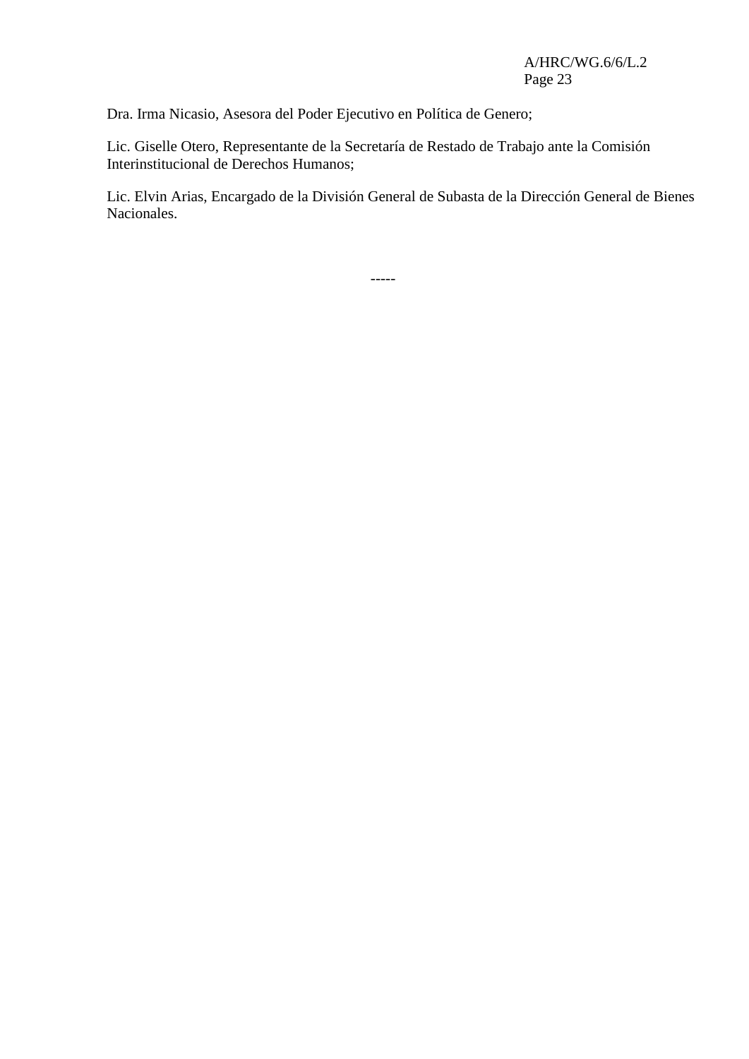Dra. Irma Nicasio, Asesora del Poder Ejecutivo en Política de Genero;

Lic. Giselle Otero, Representante de la Secretaría de Restado de Trabajo ante la Comisión Interinstitucional de Derechos Humanos;

Lic. Elvin Arias, Encargado de la División General de Subasta de la Dirección General de Bienes Nacionales.

-----